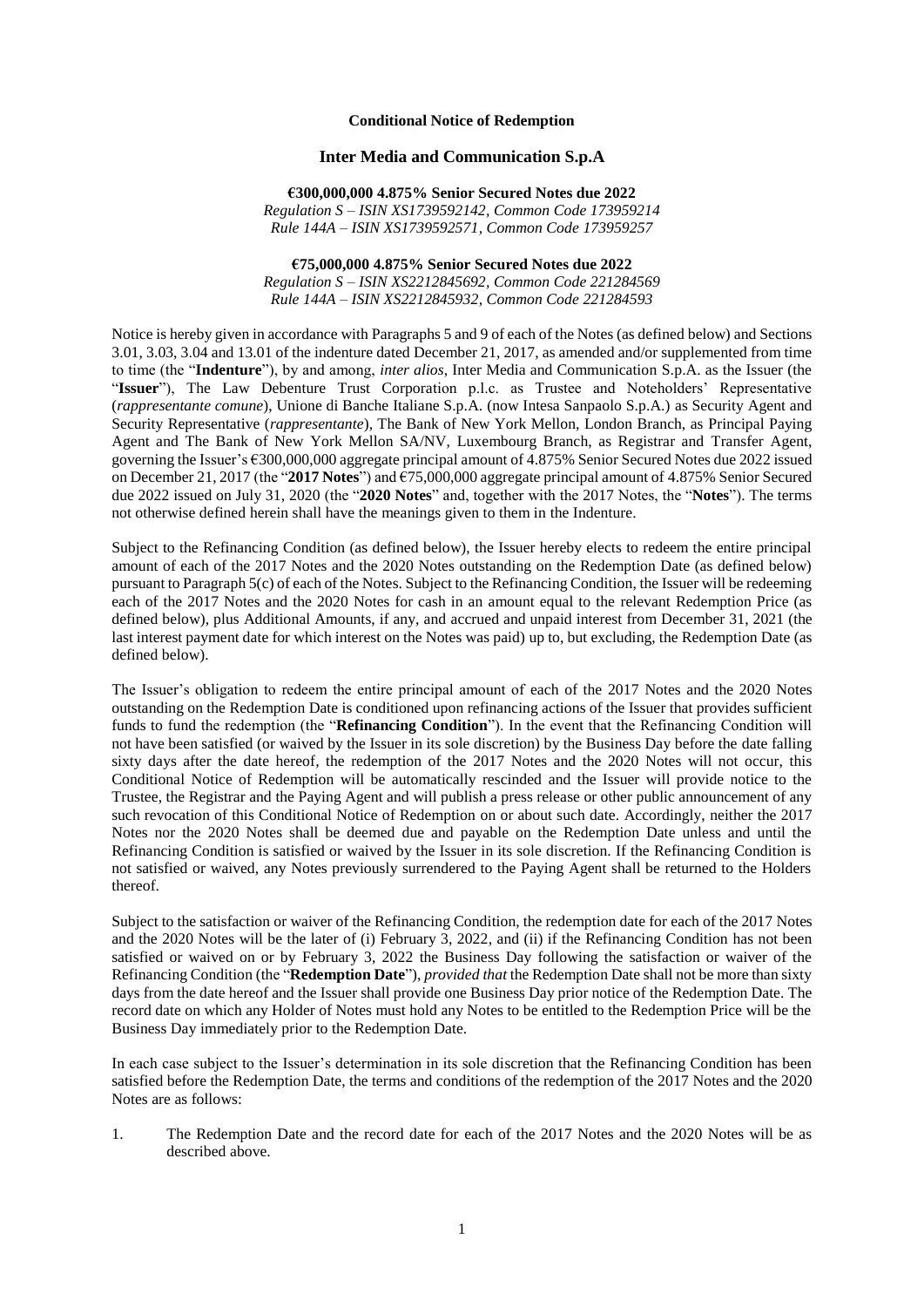**Conditional Notice of Redemption**

**Inter Media and Communication S.p.A**

**€300,000,000 4.875% Senior Secured Notes due 2022**
*Regulation S – ISIN XS1739592142, Common Code 173959214*
*Rule 144A – ISIN XS1739592571, Common Code 173959257*

**€75,000,000 4.875% Senior Secured Notes due 2022**
*Regulation S – ISIN XS2212845692, Common Code 221284569*
*Rule 144A – ISIN XS2212845932, Common Code 221284593*

Notice is hereby given in accordance with Paragraphs 5 and 9 of each of the Notes (as defined below) and Sections 3.01, 3.03, 3.04 and 13.01 of the indenture dated December 21, 2017, as amended and/or supplemented from time to time (the "**Indenture**"), by and among, *inter alios*, Inter Media and Communication S.p.A. as the Issuer (the "**Issuer**"), The Law Debenture Trust Corporation p.l.c. as Trustee and Noteholders' Representative (*rappresentante comune*), Unione di Banche Italiane S.p.A. (now Intesa Sanpaolo S.p.A.) as Security Agent and Security Representative (*rappresentante*), The Bank of New York Mellon, London Branch, as Principal Paying Agent and The Bank of New York Mellon SA/NV, Luxembourg Branch, as Registrar and Transfer Agent, governing the Issuer's €300,000,000 aggregate principal amount of 4.875% Senior Secured Notes due 2022 issued on December 21, 2017 (the "**2017 Notes**") and €75,000,000 aggregate principal amount of 4.875% Senior Secured due 2022 issued on July 31, 2020 (the "**2020 Notes**" and, together with the 2017 Notes, the "**Notes**"). The terms not otherwise defined herein shall have the meanings given to them in the Indenture.

Subject to the Refinancing Condition (as defined below), the Issuer hereby elects to redeem the entire principal amount of each of the 2017 Notes and the 2020 Notes outstanding on the Redemption Date (as defined below) pursuant to Paragraph 5(c) of each of the Notes. Subject to the Refinancing Condition, the Issuer will be redeeming each of the 2017 Notes and the 2020 Notes for cash in an amount equal to the relevant Redemption Price (as defined below), plus Additional Amounts, if any, and accrued and unpaid interest from December 31, 2021 (the last interest payment date for which interest on the Notes was paid) up to, but excluding, the Redemption Date (as defined below).

The Issuer's obligation to redeem the entire principal amount of each of the 2017 Notes and the 2020 Notes outstanding on the Redemption Date is conditioned upon refinancing actions of the Issuer that provides sufficient funds to fund the redemption (the "**Refinancing Condition**"). In the event that the Refinancing Condition will not have been satisfied (or waived by the Issuer in its sole discretion) by the Business Day before the date falling sixty days after the date hereof, the redemption of the 2017 Notes and the 2020 Notes will not occur, this Conditional Notice of Redemption will be automatically rescinded and the Issuer will provide notice to the Trustee, the Registrar and the Paying Agent and will publish a press release or other public announcement of any such revocation of this Conditional Notice of Redemption on or about such date. Accordingly, neither the 2017 Notes nor the 2020 Notes shall be deemed due and payable on the Redemption Date unless and until the Refinancing Condition is satisfied or waived by the Issuer in its sole discretion. If the Refinancing Condition is not satisfied or waived, any Notes previously surrendered to the Paying Agent shall be returned to the Holders thereof.

Subject to the satisfaction or waiver of the Refinancing Condition, the redemption date for each of the 2017 Notes and the 2020 Notes will be the later of (i) February 3, 2022, and (ii) if the Refinancing Condition has not been satisfied or waived on or by February 3, 2022 the Business Day following the satisfaction or waiver of the Refinancing Condition (the "**Redemption Date**"), *provided that* the Redemption Date shall not be more than sixty days from the date hereof and the Issuer shall provide one Business Day prior notice of the Redemption Date. The record date on which any Holder of Notes must hold any Notes to be entitled to the Redemption Price will be the Business Day immediately prior to the Redemption Date.

In each case subject to the Issuer's determination in its sole discretion that the Refinancing Condition has been satisfied before the Redemption Date, the terms and conditions of the redemption of the 2017 Notes and the 2020 Notes are as follows:

1. The Redemption Date and the record date for each of the 2017 Notes and the 2020 Notes will be as described above.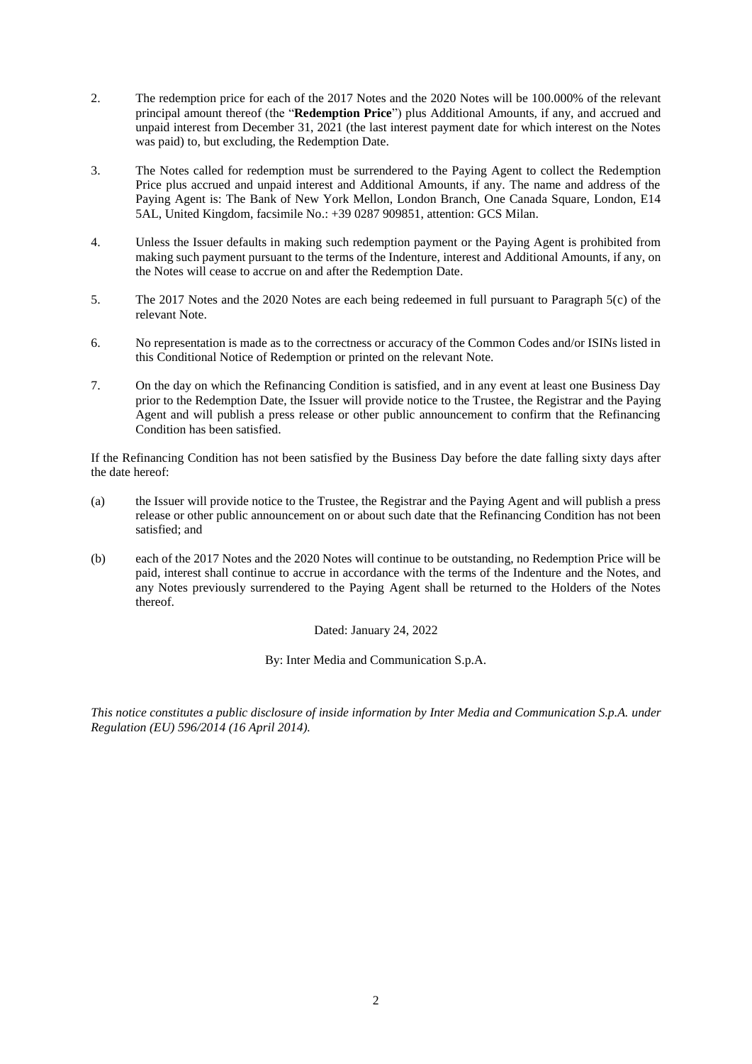2. The redemption price for each of the 2017 Notes and the 2020 Notes will be 100.000% of the relevant principal amount thereof (the "**Redemption Price**") plus Additional Amounts, if any, and accrued and unpaid interest from December 31, 2021 (the last interest payment date for which interest on the Notes was paid) to, but excluding, the Redemption Date.

3. The Notes called for redemption must be surrendered to the Paying Agent to collect the Redemption Price plus accrued and unpaid interest and Additional Amounts, if any. The name and address of the Paying Agent is: The Bank of New York Mellon, London Branch, One Canada Square, London, E14 5AL, United Kingdom, facsimile No.: +39 0287 909851, attention: GCS Milan.

4. Unless the Issuer defaults in making such redemption payment or the Paying Agent is prohibited from making such payment pursuant to the terms of the Indenture, interest and Additional Amounts, if any, on the Notes will cease to accrue on and after the Redemption Date.

5. The 2017 Notes and the 2020 Notes are each being redeemed in full pursuant to Paragraph 5(c) of the relevant Note.

6. No representation is made as to the correctness or accuracy of the Common Codes and/or ISINs listed in this Conditional Notice of Redemption or printed on the relevant Note.

7. On the day on which the Refinancing Condition is satisfied, and in any event at least one Business Day prior to the Redemption Date, the Issuer will provide notice to the Trustee, the Registrar and the Paying Agent and will publish a press release or other public announcement to confirm that the Refinancing Condition has been satisfied.

If the Refinancing Condition has not been satisfied by the Business Day before the date falling sixty days after the date hereof:

(a) the Issuer will provide notice to the Trustee, the Registrar and the Paying Agent and will publish a press release or other public announcement on or about such date that the Refinancing Condition has not been satisfied; and

(b) each of the 2017 Notes and the 2020 Notes will continue to be outstanding, no Redemption Price will be paid, interest shall continue to accrue in accordance with the terms of the Indenture and the Notes, and any Notes previously surrendered to the Paying Agent shall be returned to the Holders of the Notes thereof.

Dated: January 24, 2022

By: Inter Media and Communication S.p.A.

*This notice constitutes a public disclosure of inside information by Inter Media and Communication S.p.A. under Regulation (EU) 596/2014 (16 April 2014).*